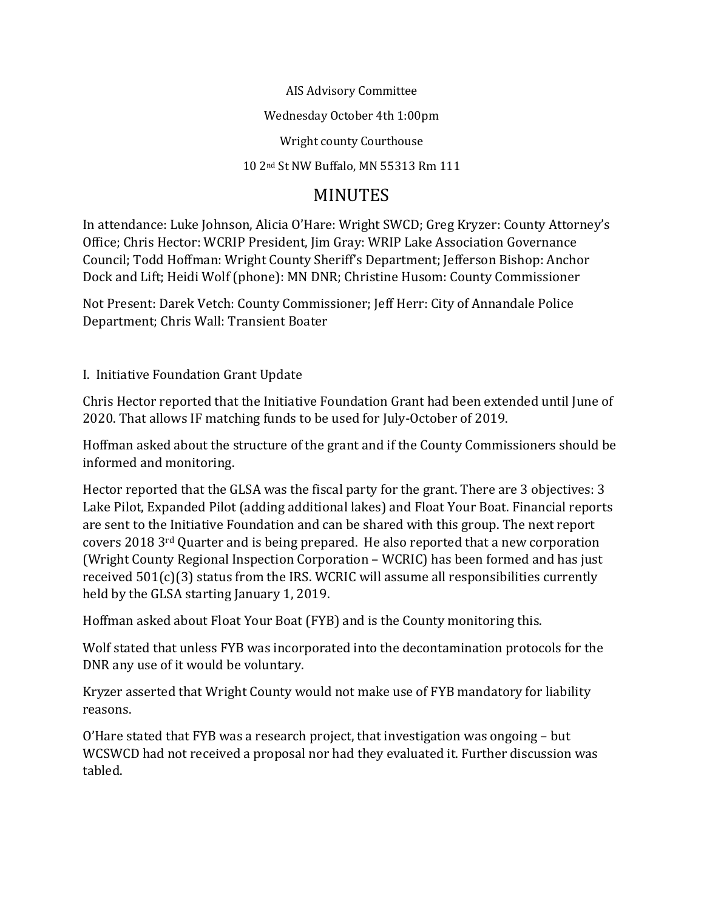AIS Advisory Committee

Wednesday October 4th 1:00pm

Wright county Courthouse

10 2nd St NW Buffalo, MN 55313 Rm 111

# MINUTES

In attendance: Luke Johnson, Alicia O'Hare: Wright SWCD; Greg Kryzer: County Attorney's Office; Chris Hector: WCRIP President, Jim Gray: WRIP Lake Association Governance Council; Todd Hoffman: Wright County Sheriff's Department; Jefferson Bishop: Anchor Dock and Lift; Heidi Wolf (phone): MN DNR; Christine Husom: County Commissioner

Not Present: Darek Vetch: County Commissioner; Jeff Herr: City of Annandale Police Department; Chris Wall: Transient Boater

I. Initiative Foundation Grant Update

Chris Hector reported that the Initiative Foundation Grant had been extended until June of 2020. That allows IF matching funds to be used for July-October of 2019.

Hoffman asked about the structure of the grant and if the County Commissioners should be informed and monitoring.

Hector reported that the GLSA was the fiscal party for the grant. There are 3 objectives: 3 Lake Pilot, Expanded Pilot (adding additional lakes) and Float Your Boat. Financial reports are sent to the Initiative Foundation and can be shared with this group. The next report covers 2018 3rd Quarter and is being prepared. He also reported that a new corporation (Wright County Regional Inspection Corporation – WCRIC) has been formed and has just received 501(c)(3) status from the IRS. WCRIC will assume all responsibilities currently held by the GLSA starting January 1, 2019.

Hoffman asked about Float Your Boat (FYB) and is the County monitoring this.

Wolf stated that unless FYB was incorporated into the decontamination protocols for the DNR any use of it would be voluntary.

Kryzer asserted that Wright County would not make use of FYB mandatory for liability reasons.

O'Hare stated that FYB was a research project, that investigation was ongoing – but WCSWCD had not received a proposal nor had they evaluated it. Further discussion was tabled.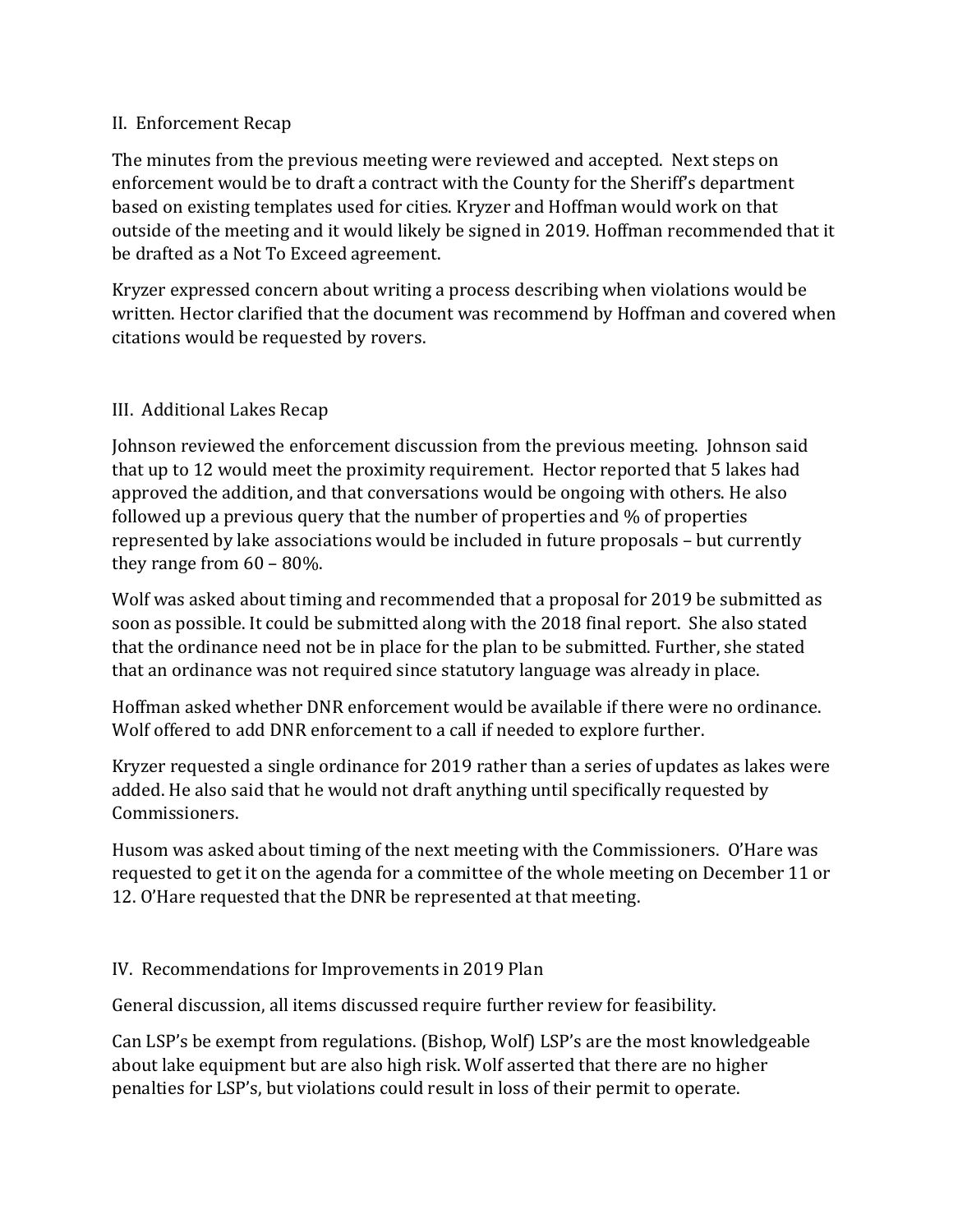## II. Enforcement Recap

The minutes from the previous meeting were reviewed and accepted. Next steps on enforcement would be to draft a contract with the County for the Sheriff's department based on existing templates used for cities. Kryzer and Hoffman would work on that outside of the meeting and it would likely be signed in 2019. Hoffman recommended that it be drafted as a Not To Exceed agreement.

Kryzer expressed concern about writing a process describing when violations would be written. Hector clarified that the document was recommend by Hoffman and covered when citations would be requested by rovers.

## III. Additional Lakes Recap

Johnson reviewed the enforcement discussion from the previous meeting. Johnson said that up to 12 would meet the proximity requirement. Hector reported that 5 lakes had approved the addition, and that conversations would be ongoing with others. He also followed up a previous query that the number of properties and % of properties represented by lake associations would be included in future proposals – but currently they range from 60 – 80%.

Wolf was asked about timing and recommended that a proposal for 2019 be submitted as soon as possible. It could be submitted along with the 2018 final report. She also stated that the ordinance need not be in place for the plan to be submitted. Further, she stated that an ordinance was not required since statutory language was already in place.

Hoffman asked whether DNR enforcement would be available if there were no ordinance. Wolf offered to add DNR enforcement to a call if needed to explore further.

Kryzer requested a single ordinance for 2019 rather than a series of updates as lakes were added. He also said that he would not draft anything until specifically requested by Commissioners.

Husom was asked about timing of the next meeting with the Commissioners. O'Hare was requested to get it on the agenda for a committee of the whole meeting on December 11 or 12. O'Hare requested that the DNR be represented at that meeting.

## IV. Recommendations for Improvements in 2019 Plan

General discussion, all items discussed require further review for feasibility.

Can LSP's be exempt from regulations. (Bishop, Wolf) LSP's are the most knowledgeable about lake equipment but are also high risk. Wolf asserted that there are no higher penalties for LSP's, but violations could result in loss of their permit to operate.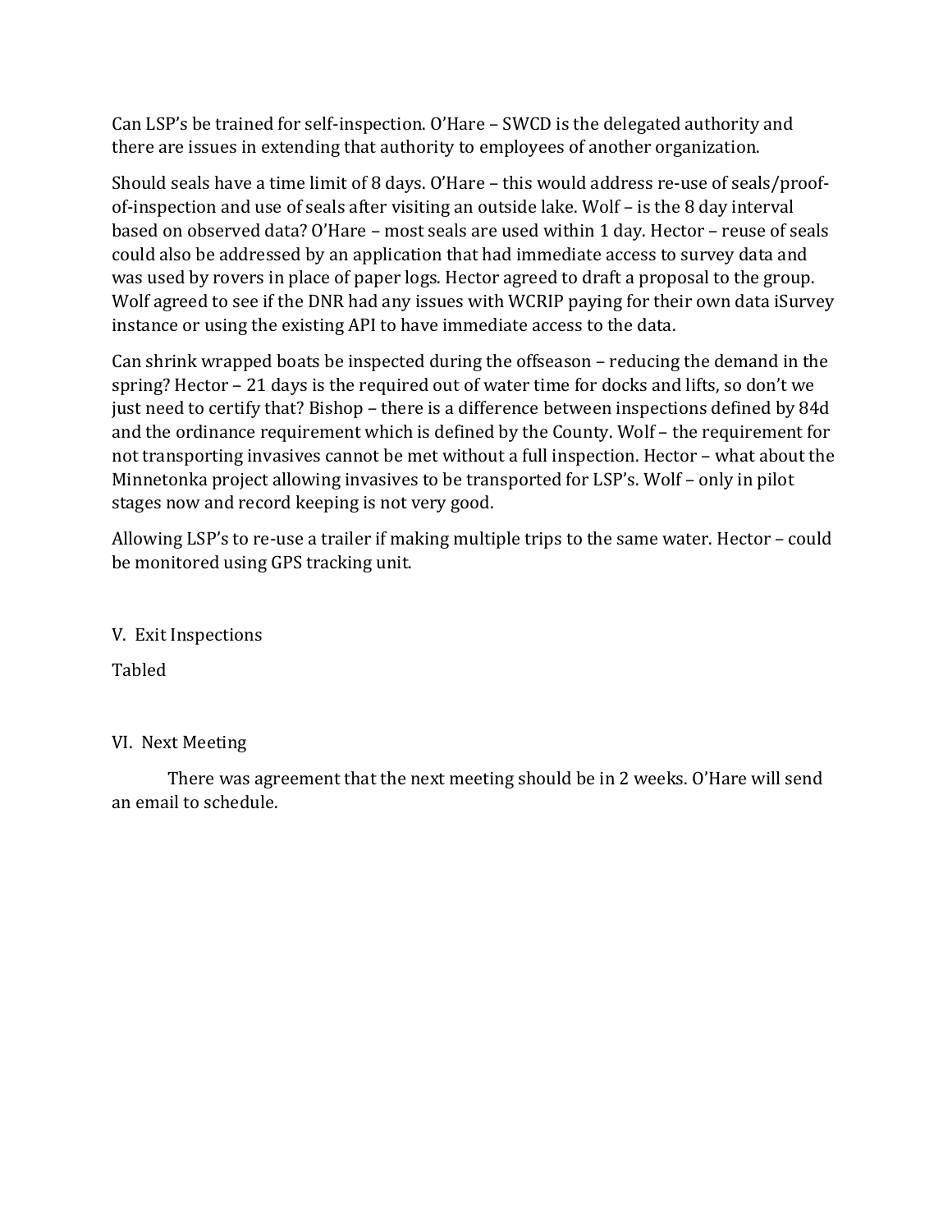Can LSP's be trained for self-inspection. O'Hare – SWCD is the delegated authority and there are issues in extending that authority to employees of another organization.

Should seals have a time limit of 8 days. O'Hare – this would address re-use of seals/proof-of-inspection and use of seals after visiting an outside lake. Wolf – is the 8 day interval based on observed data? O'Hare – most seals are used within 1 day. Hector – reuse of seals could also be addressed by an application that had immediate access to survey data and was used by rovers in place of paper logs. Hector agreed to draft a proposal to the group. Wolf agreed to see if the DNR had any issues with WCRIP paying for their own data iSurvey instance or using the existing API to have immediate access to the data.

Can shrink wrapped boats be inspected during the offseason – reducing the demand in the spring? Hector – 21 days is the required out of water time for docks and lifts, so don't we just need to certify that? Bishop – there is a difference between inspections defined by 84d and the ordinance requirement which is defined by the County. Wolf – the requirement for not transporting invasives cannot be met without a full inspection. Hector – what about the Minnetonka project allowing invasives to be transported for LSP's. Wolf – only in pilot stages now and record keeping is not very good.

Allowing LSP's to re-use a trailer if making multiple trips to the same water. Hector – could be monitored using GPS tracking unit.

## V. Exit Inspections

Tabled

## VI. Next Meeting

There was agreement that the next meeting should be in 2 weeks. O'Hare will send an email to schedule.